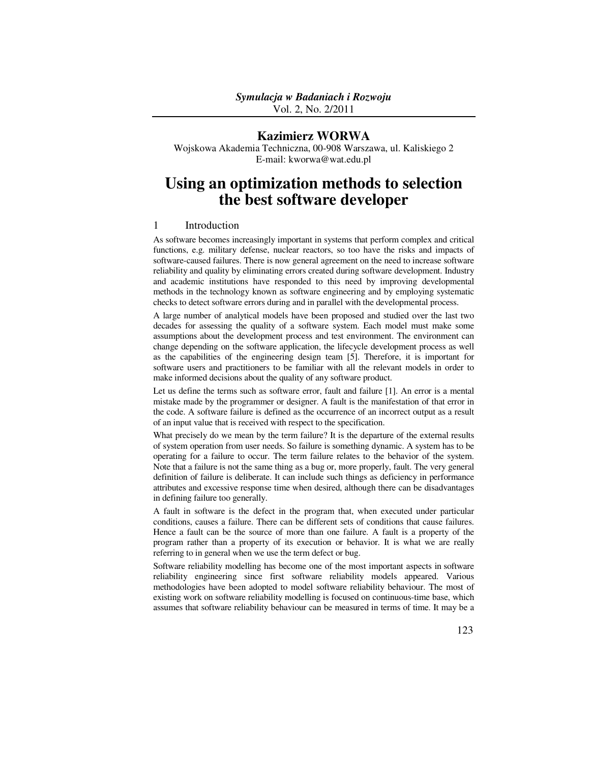**Kazimierz WORWA**

Wojskowa Akademia Techniczna, 00-908 Warszawa, ul. Kaliskiego 2
E-mail: kworwa@wat.edu.pl

# Using an optimization methods to selection the best software developer

## 1 Introduction

As software becomes increasingly important in systems that perform complex and critical functions, e.g. military defense, nuclear reactors, so too have the risks and impacts of software-caused failures. There is now general agreement on the need to increase software reliability and quality by eliminating errors created during software development. Industry and academic institutions have responded to this need by improving developmental methods in the technology known as software engineering and by employing systematic checks to detect software errors during and in parallel with the developmental process.

A large number of analytical models have been proposed and studied over the last two decades for assessing the quality of a software system. Each model must make some assumptions about the development process and test environment. The environment can change depending on the software application, the lifecycle development process as well as the capabilities of the engineering design team [5]. Therefore, it is important for software users and practitioners to be familiar with all the relevant models in order to make informed decisions about the quality of any software product.

Let us define the terms such as software error, fault and failure [1]. An error is a mental mistake made by the programmer or designer. A fault is the manifestation of that error in the code. A software failure is defined as the occurrence of an incorrect output as a result of an input value that is received with respect to the specification.

What precisely do we mean by the term failure? It is the departure of the external results of system operation from user needs. So failure is something dynamic. A system has to be operating for a failure to occur. The term failure relates to the behavior of the system. Note that a failure is not the same thing as a bug or, more properly, fault. The very general definition of failure is deliberate. It can include such things as deficiency in performance attributes and excessive response time when desired, although there can be disadvantages in defining failure too generally.

A fault in software is the defect in the program that, when executed under particular conditions, causes a failure. There can be different sets of conditions that cause failures. Hence a fault can be the source of more than one failure. A fault is a property of the program rather than a property of its execution or behavior. It is what we are really referring to in general when we use the term defect or bug.

Software reliability modelling has become one of the most important aspects in software reliability engineering since first software reliability models appeared. Various methodologies have been adopted to model software reliability behaviour. The most of existing work on software reliability modelling is focused on continuous-time base, which assumes that software reliability behaviour can be measured in terms of time. It may be a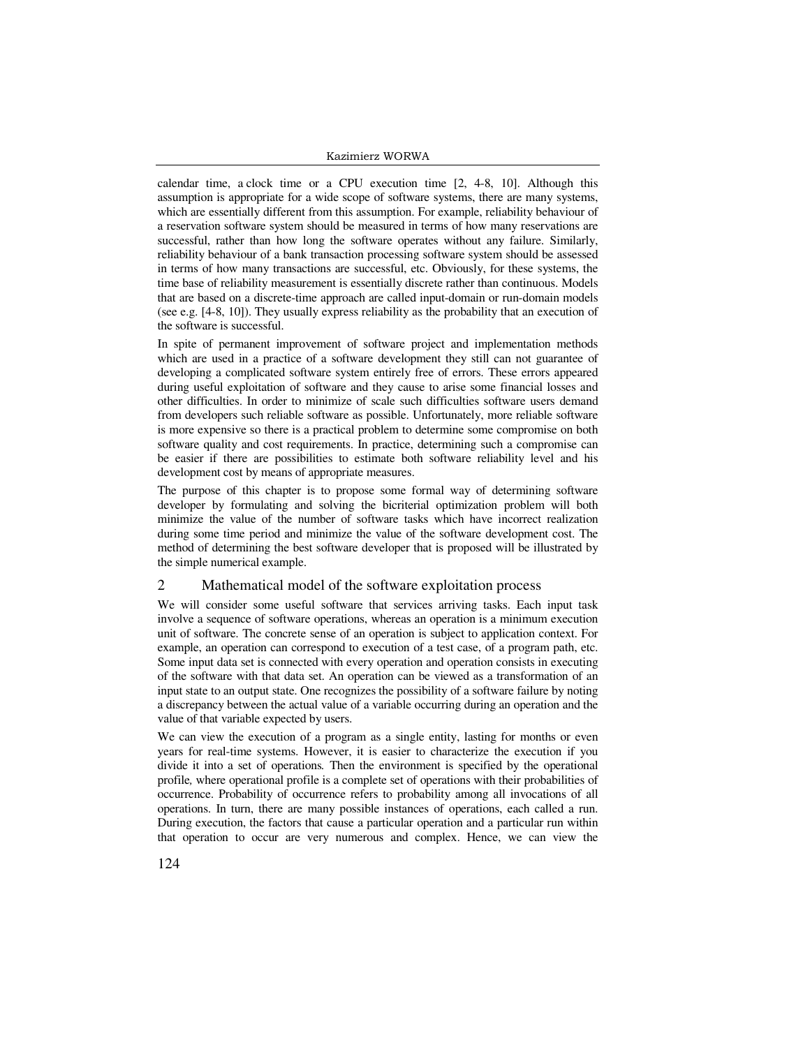calendar time, a clock time or a CPU execution time [2, 4-8, 10]. Although this assumption is appropriate for a wide scope of software systems, there are many systems, which are essentially different from this assumption. For example, reliability behaviour of a reservation software system should be measured in terms of how many reservations are successful, rather than how long the software operates without any failure. Similarly, reliability behaviour of a bank transaction processing software system should be assessed in terms of how many transactions are successful, etc. Obviously, for these systems, the time base of reliability measurement is essentially discrete rather than continuous. Models that are based on a discrete-time approach are called input-domain or run-domain models (see e.g. [4-8, 10]). They usually express reliability as the probability that an execution of the software is successful.

In spite of permanent improvement of software project and implementation methods which are used in a practice of a software development they still can not guarantee of developing a complicated software system entirely free of errors. These errors appeared during useful exploitation of software and they cause to arise some financial losses and other difficulties. In order to minimize of scale such difficulties software users demand from developers such reliable software as possible. Unfortunately, more reliable software is more expensive so there is a practical problem to determine some compromise on both software quality and cost requirements. In practice, determining such a compromise can be easier if there are possibilities to estimate both software reliability level and his development cost by means of appropriate measures.

The purpose of this chapter is to propose some formal way of determining software developer by formulating and solving the bicriterial optimization problem will both minimize the value of the number of software tasks which have incorrect realization during some time period and minimize the value of the software development cost. The method of determining the best software developer that is proposed will be illustrated by the simple numerical example.

## 2 Mathematical model of the software exploitation process

We will consider some useful software that services arriving tasks. Each input task involve a sequence of software operations, whereas an operation is a minimum execution unit of software. The concrete sense of an operation is subject to application context. For example, an operation can correspond to execution of a test case, of a program path, etc. Some input data set is connected with every operation and operation consists in executing of the software with that data set. An operation can be viewed as a transformation of an input state to an output state. One recognizes the possibility of a software failure by noting a discrepancy between the actual value of a variable occurring during an operation and the value of that variable expected by users.

We can view the execution of a program as a single entity, lasting for months or even years for real-time systems. However, it is easier to characterize the execution if you divide it into a set of operations. Then the environment is specified by the operational profile, where operational profile is a complete set of operations with their probabilities of occurrence. Probability of occurrence refers to probability among all invocations of all operations. In turn, there are many possible instances of operations, each called a run. During execution, the factors that cause a particular operation and a particular run within that operation to occur are very numerous and complex. Hence, we can view the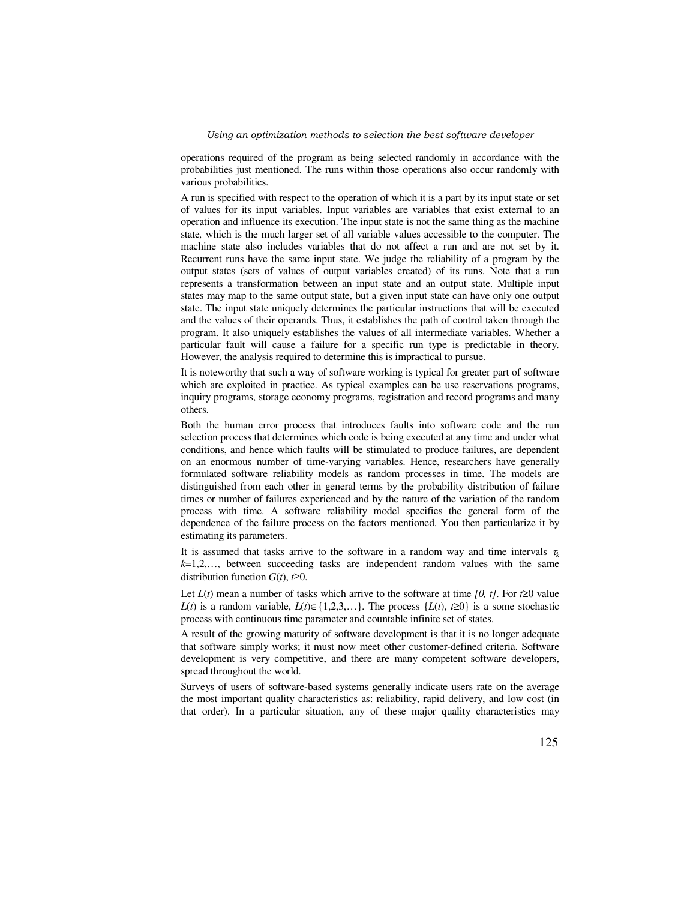operations required of the program as being selected randomly in accordance with the probabilities just mentioned. The runs within those operations also occur randomly with various probabilities.

A run is specified with respect to the operation of which it is a part by its input state or set of values for its input variables. Input variables are variables that exist external to an operation and influence its execution. The input state is not the same thing as the machine state, which is the much larger set of all variable values accessible to the computer. The machine state also includes variables that do not affect a run and are not set by it. Recurrent runs have the same input state. We judge the reliability of a program by the output states (sets of values of output variables created) of its runs. Note that a run represents a transformation between an input state and an output state. Multiple input states may map to the same output state, but a given input state can have only one output state. The input state uniquely determines the particular instructions that will be executed and the values of their operands. Thus, it establishes the path of control taken through the program. It also uniquely establishes the values of all intermediate variables. Whether a particular fault will cause a failure for a specific run type is predictable in theory. However, the analysis required to determine this is impractical to pursue.

It is noteworthy that such a way of software working is typical for greater part of software which are exploited in practice. As typical examples can be use reservations programs, inquiry programs, storage economy programs, registration and record programs and many others.

Both the human error process that introduces faults into software code and the run selection process that determines which code is being executed at any time and under what conditions, and hence which faults will be stimulated to produce failures, are dependent on an enormous number of time-varying variables. Hence, researchers have generally formulated software reliability models as random processes in time. The models are distinguished from each other in general terms by the probability distribution of failure times or number of failures experienced and by the nature of the variation of the random process with time. A software reliability model specifies the general form of the dependence of the failure process on the factors mentioned. You then particularize it by estimating its parameters.

It is assumed that tasks arrive to the software in a random way and time intervals $\tau_k$ $k=1,2,\ldots$, between succeeding tasks are independent random values with the same distribution function $G(t)$, $t \geq 0$.

Let $L(t)$ mean a number of tasks which arrive to the software at time $[0, t]$. For $t \geq 0$ value $L(t)$ is a random variable, $L(t) \in \{1,2,3,\ldots\}$. The process $\{L(t), t \geq 0\}$ is a some stochastic process with continuous time parameter and countable infinite set of states.

A result of the growing maturity of software development is that it is no longer adequate that software simply works; it must now meet other customer-defined criteria. Software development is very competitive, and there are many competent software developers, spread throughout the world.

Surveys of users of software-based systems generally indicate users rate on the average the most important quality characteristics as: reliability, rapid delivery, and low cost (in that order). In a particular situation, any of these major quality characteristics may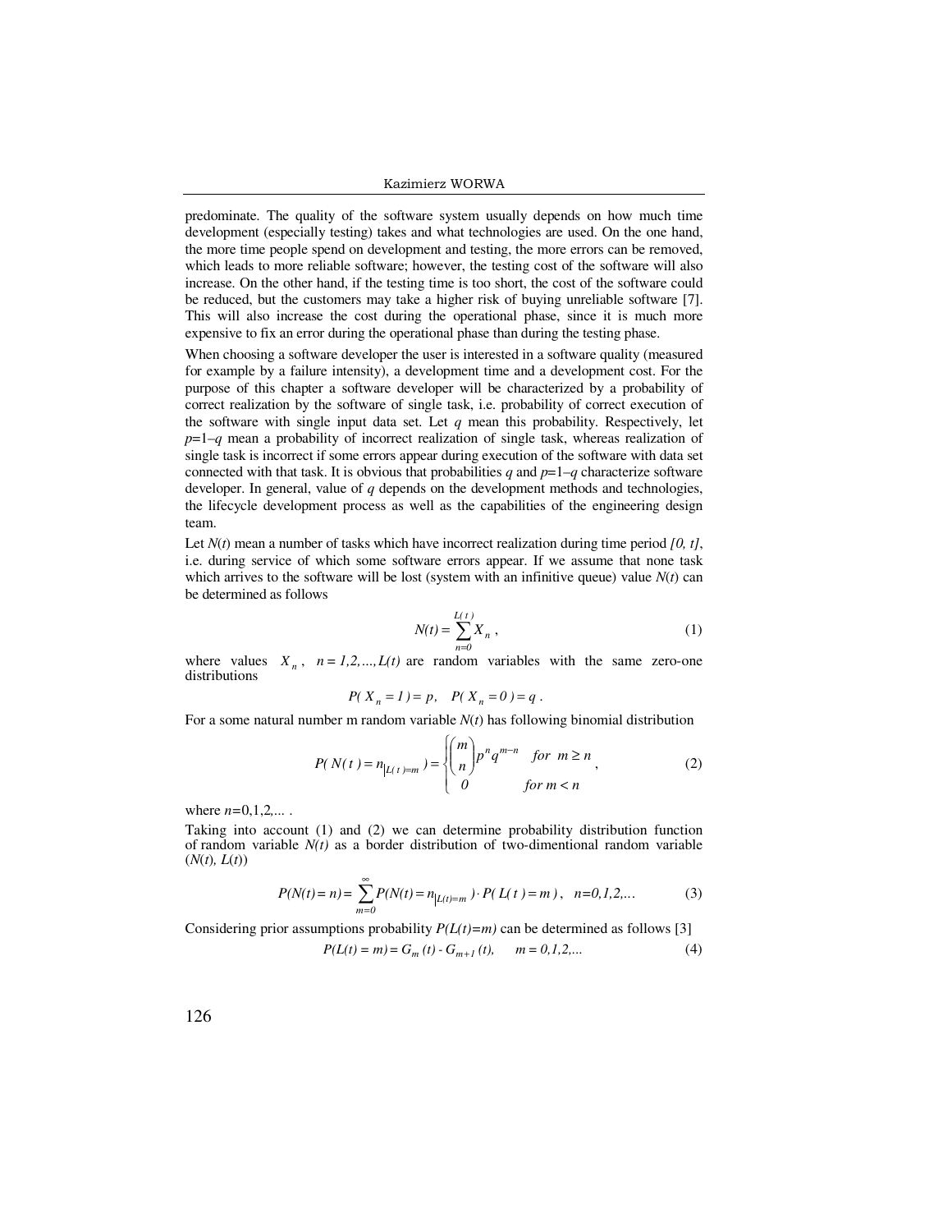predominate. The quality of the software system usually depends on how much time development (especially testing) takes and what technologies are used. On the one hand, the more time people spend on development and testing, the more errors can be removed, which leads to more reliable software; however, the testing cost of the software will also increase. On the other hand, if the testing time is too short, the cost of the software could be reduced, but the customers may take a higher risk of buying unreliable software [7]. This will also increase the cost during the operational phase, since it is much more expensive to fix an error during the operational phase than during the testing phase.

When choosing a software developer the user is interested in a software quality (measured for example by a failure intensity), a development time and a development cost. For the purpose of this chapter a software developer will be characterized by a probability of correct realization by the software of single task, i.e. probability of correct execution of the software with single input data set. Let $q$ mean this probability. Respectively, let $p=1-q$ mean a probability of incorrect realization of single task, whereas realization of single task is incorrect if some errors appear during execution of the software with data set connected with that task. It is obvious that probabilities $q$ and $p=1-q$ characterize software developer. In general, value of $q$ depends on the development methods and technologies, the lifecycle development process as well as the capabilities of the engineering design team.

Let $N(t)$ mean a number of tasks which have incorrect realization during time period $[0, t]$, i.e. during service of which some software errors appear. If we assume that none task which arrives to the software will be lost (system with an infinitive queue) value $N(t)$ can be determined as follows

$$N(t) = \sum_{n=0}^{L(t)} X_n \,, \tag{1}$$

where values $X_n$, $n = 1,2,...,L(t)$ are random variables with the same zero-one distributions

$$P(X_n = 1) = p, \quad P(X_n = 0) = q \,.$$

For a some natural number m random variable $N(t)$ has following binomial distribution

$$P(N(t) = n_{|L(t)=m}) = \begin{cases} \binom{m}{n} p^n q^{m-n} & for \;\; m \geq n \\ 0 & for \;\; m < n \end{cases}, \tag{2}$$

where $n=0,1,2,...$ .

Taking into account (1) and (2) we can determine probability distribution function of random variable $N(t)$ as a border distribution of two-dimentional random variable $(N(t), L(t))$

$$P(N(t) = n) = \sum_{m=0}^{\infty} P(N(t) = n_{|L(t)=m}) \cdot P(L(t) = m)\,, \quad n=0,1,2,... \tag{3}$$

Considering prior assumptions probability $P(L(t)=m)$ can be determined as follows [3]

$$P(L(t) = m) = G_m(t) - G_{m+1}(t), \qquad m = 0,1,2,... \tag{4}$$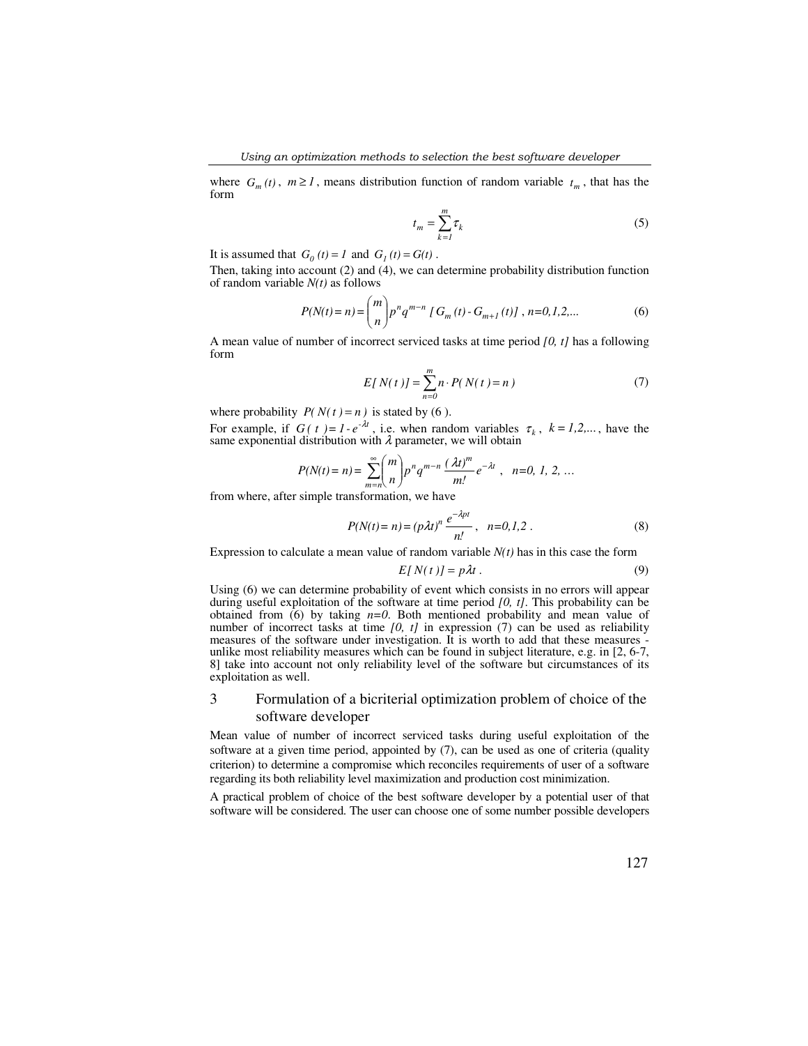where $G_m(t)$, $m \geq 1$, means distribution function of random variable $t_m$, that has the form

$$t_m = \sum_{k=1}^{m} \tau_k \tag{5}$$

It is assumed that $G_0(t) = 1$ and $G_1(t) = G(t)$.

Then, taking into account (2) and (4), we can determine probability distribution function of random variable *N(t)* as follows

$$P(N(t) = n) = \binom{m}{n} p^n q^{m-n} \left[ G_m(t) - G_{m+1}(t) \right],\ n=0,1,2,... \tag{6}$$

A mean value of number of incorrect serviced tasks at time period *[0, t]* has a following form

$$E[N(t)] = \sum_{n=0}^{m} n \cdot P(N(t) = n) \tag{7}$$

where probability $P(N(t) = n)$ is stated by (6 ).

For example, if $G(t) = 1 - e^{-\lambda t}$, i.e. when random variables $\tau_k$, $k = 1,2,...$, have the same exponential distribution with $\lambda$ parameter, we will obtain

$$P(N(t) = n) = \sum_{m=n}^{\infty} \binom{m}{n} p^n q^{m-n} \frac{(\lambda t)^m}{m!} e^{-\lambda t},\quad n=0,\ 1,\ 2,\ \ldots$$

from where, after simple transformation, we have

$$P(N(t) = n) = (p\lambda t)^n \frac{e^{-\lambda p t}}{n!},\quad n=0,1,2\ . \tag{8}$$

Expression to calculate a mean value of random variable *N(t)* has in this case the form

$$E[N(t)] = p\lambda t\ . \tag{9}$$

Using (6) we can determine probability of event which consists in no errors will appear during useful exploitation of the software at time period *[0, t]*. This probability can be obtained from (6) by taking *n=0*. Both mentioned probability and mean value of number of incorrect tasks at time *[0, t]* in expression (7) can be used as reliability measures of the software under investigation. It is worth to add that these measures - unlike most reliability measures which can be found in subject literature, e.g. in [2, 6-7, 8] take into account not only reliability level of the software but circumstances of its exploitation as well.

## 3 Formulation of a bicriterial optimization problem of choice of the software developer

Mean value of number of incorrect serviced tasks during useful exploitation of the software at a given time period, appointed by (7), can be used as one of criteria (quality criterion) to determine a compromise which reconciles requirements of user of a software regarding its both reliability level maximization and production cost minimization.

A practical problem of choice of the best software developer by a potential user of that software will be considered. The user can choose one of some number possible developers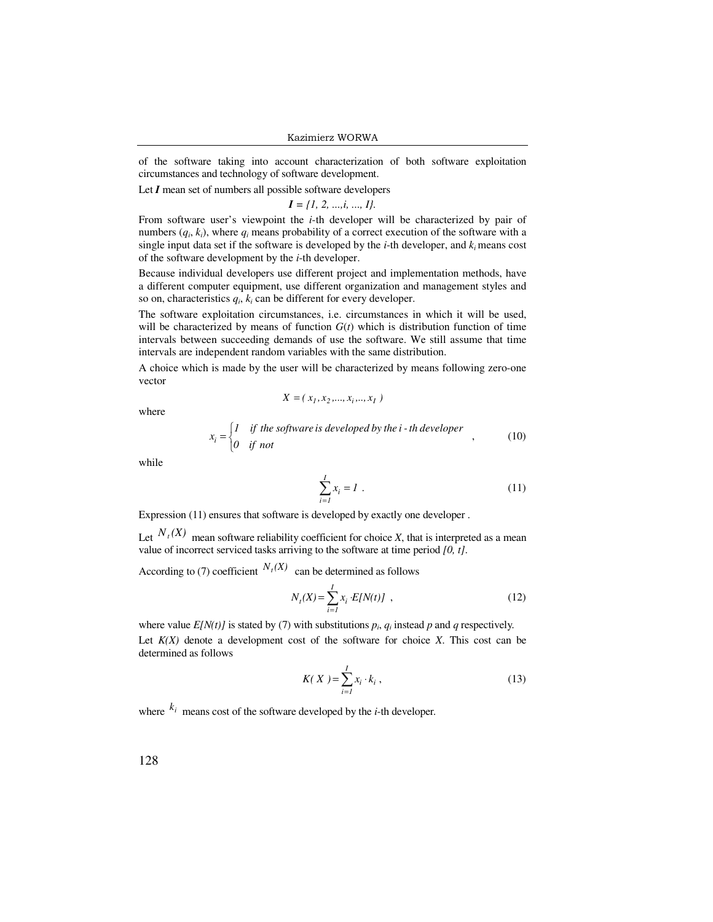of the software taking into account characterization of both software exploitation circumstances and technology of software development.

Let ***I*** mean set of numbers all possible software developers

$$\boldsymbol{I} = \{1, 2, ..., i, ..., I\}.$$

From software user's viewpoint the $i$-th developer will be characterized by pair of numbers ($q_i$, $k_i$), where $q_i$ means probability of a correct execution of the software with a single input data set if the software is developed by the $i$-th developer, and $k_i$ means cost of the software development by the $i$-th developer.

Because individual developers use different project and implementation methods, have a different computer equipment, use different organization and management styles and so on, characteristics $q_i$, $k_i$ can be different for every developer.

The software exploitation circumstances, i.e. circumstances in which it will be used, will be characterized by means of function $G(t)$ which is distribution function of time intervals between succeeding demands of use the software. We still assume that time intervals are independent random variables with the same distribution.

A choice which is made by the user will be characterized by means following zero-one vector

$$X = ( x_1, x_2, ..., x_i, .., x_I )$$

where

$$x_i = \begin{cases} 1 & \text{if the software is developed by the } i\text{-th developer} \\ 0 & \text{if not} \end{cases} , \tag{10}$$

while

$$\sum_{i=1}^{I} x_i = 1 . \tag{11}$$

Expression (11) ensures that software is developed by exactly one developer .

Let $N_t(X)$ mean software reliability coefficient for choice $X$, that is interpreted as a mean value of incorrect serviced tasks arriving to the software at time period $[0, t]$.

According to (7) coefficient $N_t(X)$ can be determined as follows

$$N_t(X) = \sum_{i=1}^{I} x_i \cdot E[N(t)] , \tag{12}$$

where value $E[N(t)]$ is stated by (7) with substitutions $p_i$, $q_i$ instead $p$ and $q$ respectively.

Let $K(X)$ denote a development cost of the software for choice $X$. This cost can be determined as follows

$$K( X ) = \sum_{i=1}^{I} x_i \cdot k_i , \tag{13}$$

where $k_i$ means cost of the software developed by the $i$-th developer.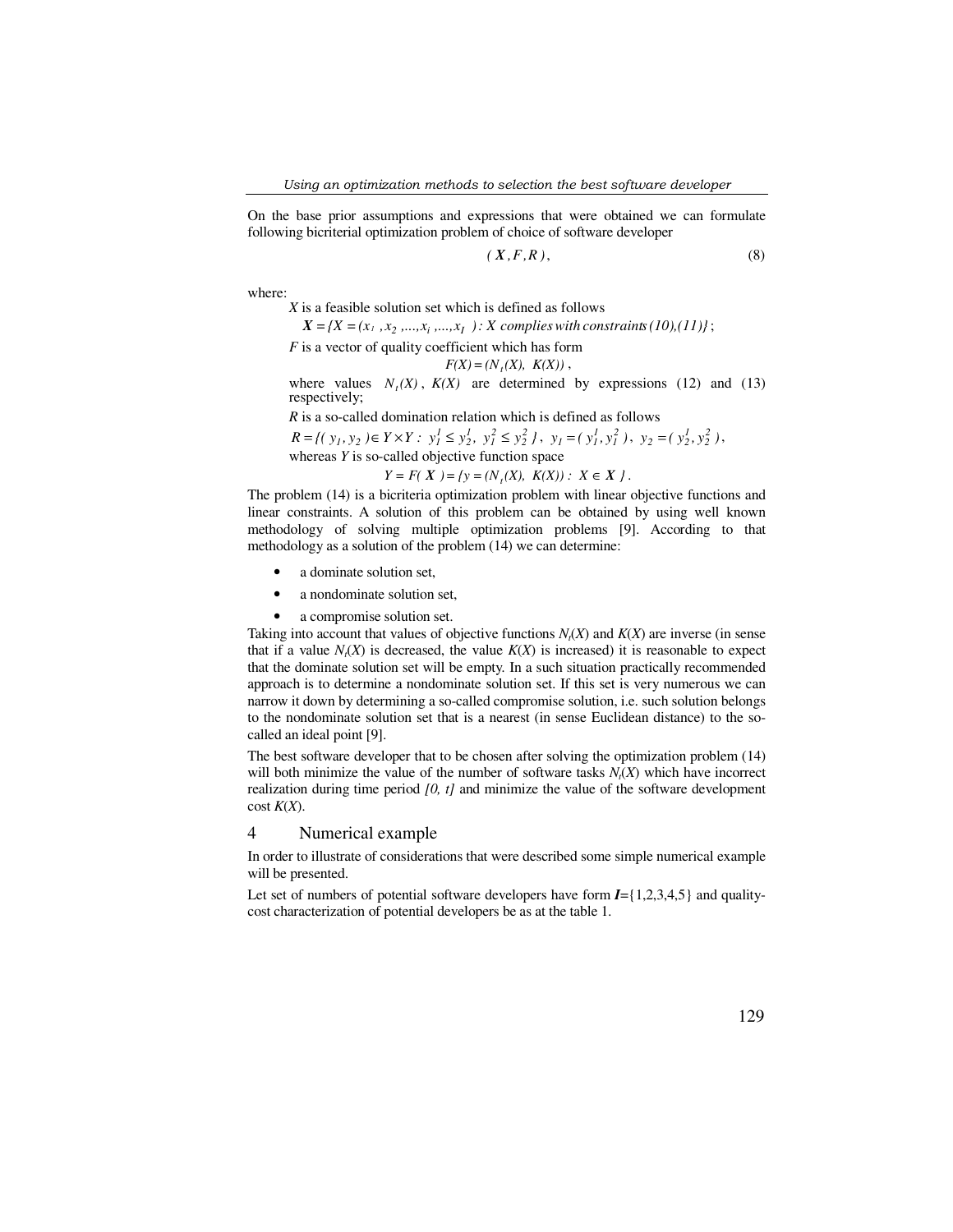On the base prior assumptions and expressions that were obtained we can formulate following bicriterial optimization problem of choice of software developer

$$( \boldsymbol{X}, F, R ), \tag{8}$$

where:

$X$ is a feasible solution set which is defined as follows

$$\boldsymbol{X} = \{X = (x_1, x_2, ..., x_i, ..., x_I) : X \textit{ complies with constraints (10),(11)}\};$$

$F$ is a vector of quality coefficient which has form

$$F(X) = (N_t(X),\ K(X)),$$

where values $N_t(X)$, $K(X)$ are determined by expressions (12) and (13) respectively;

$R$ is a so-called domination relation which is defined as follows

$$R = \{(y_1, y_2) \in Y \times Y :\ y_1^1 \leq y_2^1,\ y_1^2 \leq y_2^2\},\ \ y_1 = (y_1^1, y_1^2),\ \ y_2 = (y_2^1, y_2^2),$$

whereas $Y$ is so-called objective function space

$$Y = F(\boldsymbol{X}) = \{y = (N_t(X),\ K(X)) :\ X \in \boldsymbol{X}\}.$$

The problem (14) is a bicriteria optimization problem with linear objective functions and linear constraints. A solution of this problem can be obtained by using well known methodology of solving multiple optimization problems [9]. According to that methodology as a solution of the problem (14) we can determine:

- a dominate solution set,
- a nondominate solution set,
- a compromise solution set.

Taking into account that values of objective functions $N_t(X)$ and $K(X)$ are inverse (in sense that if a value $N_t(X)$ is decreased, the value $K(X)$ is increased) it is reasonable to expect that the dominate solution set will be empty. In a such situation practically recommended approach is to determine a nondominate solution set. If this set is very numerous we can narrow it down by determining a so-called compromise solution, i.e. such solution belongs to the nondominate solution set that is a nearest (in sense Euclidean distance) to the so-called an ideal point [9].

The best software developer that to be chosen after solving the optimization problem (14) will both minimize the value of the number of software tasks $N_t(X)$ which have incorrect realization during time period $[0, t]$ and minimize the value of the software development cost $K(X)$.

## 4 Numerical example

In order to illustrate of considerations that were described some simple numerical example will be presented.

Let set of numbers of potential software developers have form $\boldsymbol{I}$={1,2,3,4,5} and quality-cost characterization of potential developers be as at the table 1.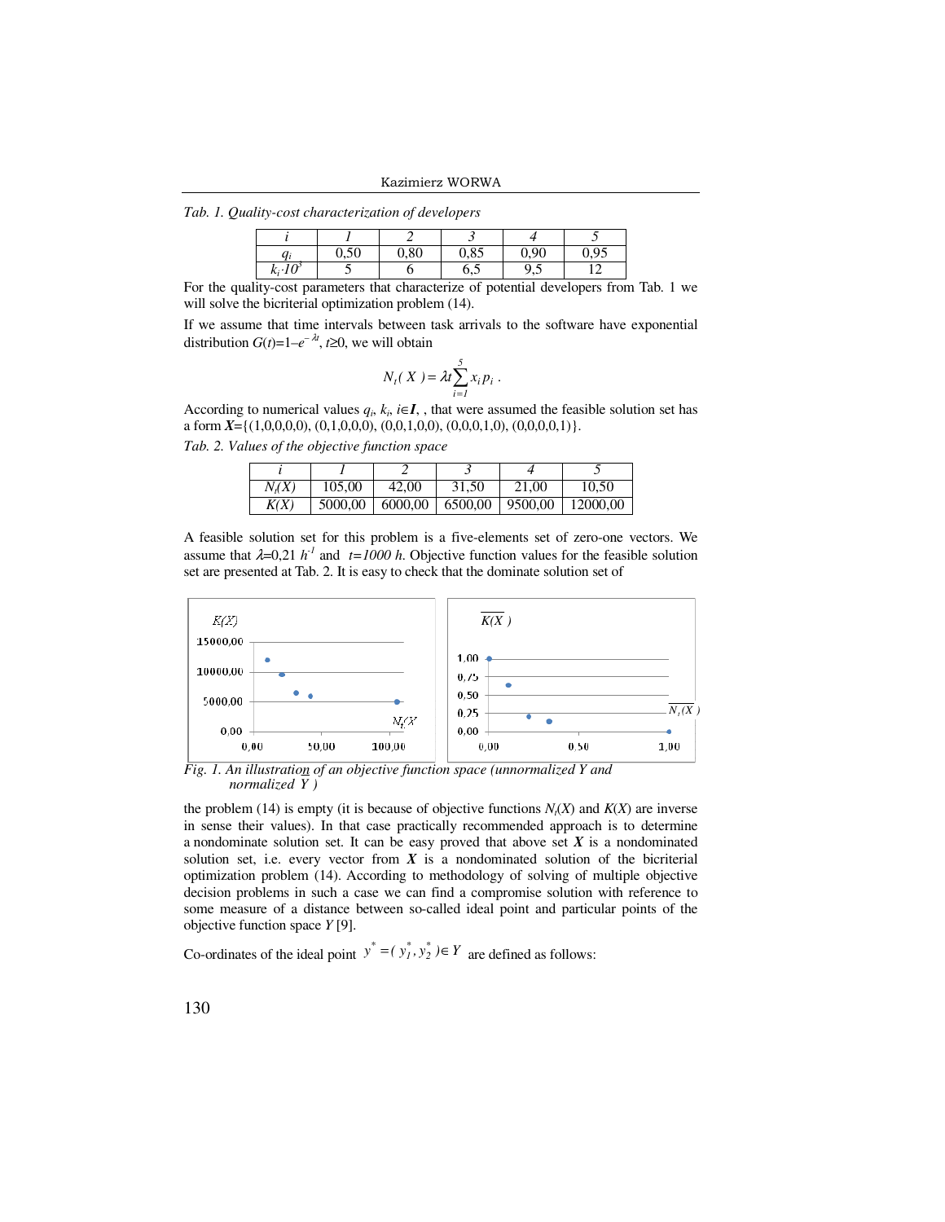*Tab. 1. Quality-cost characterization of developers*

| $i$ | 1 | 2 | 3 | 4 | 5 |
|---|---|---|---|---|---|
| $q_i$ | 0,50 | 0,80 | 0,85 | 0,90 | 0,95 |
| $k_i \cdot 10^3$ | 5 | 6 | 6,5 | 9,5 | 12 |

For the quality-cost parameters that characterize of potential developers from Tab. 1 we will solve the bicriterial optimization problem (14).

If we assume that time intervals between task arrivals to the software have exponential distribution $G(t)=1-e^{-\lambda t}$, $t \geq 0$, we will obtain

$$N_t(X) = \lambda t \sum_{i=1}^{5} x_i p_i .$$

According to numerical values $q_i$, $k_i$, $i \in \boldsymbol{I}$, , that were assumed the feasible solution set has a form $\boldsymbol{X}$={(1,0,0,0,0), (0,1,0,0,0), (0,0,1,0,0), (0,0,0,1,0), (0,0,0,0,1)}.

*Tab. 2. Values of the objective function space*

| $i$ | 1 | 2 | 3 | 4 | 5 |
|---|---|---|---|---|---|
| $N_t(X)$ | 105,00 | 42,00 | 31,50 | 21,00 | 10,50 |
| $K(X)$ | 5000,00 | 6000,00 | 6500,00 | 9500,00 | 12000,00 |

A feasible solution set for this problem is a five-elements set of zero-one vectors. We assume that $\lambda$=0,21 $h^{-1}$ and $t=1000\ h$. Objective function values for the feasible solution set are presented at Tab. 2. It is easy to check that the dominate solution set of

*Fig. 1. An illustration of an objective function space (unnormalized Y and normalized $\overline{Y}$ )*

the problem (14) is empty (it is because of objective functions $N_t(X)$ and $K(X)$ are inverse in sense their values). In that case practically recommended approach is to determine a nondominate solution set. It can be easy proved that above set $\boldsymbol{X}$ is a nondominated solution set, i.e. every vector from $\boldsymbol{X}$ is a nondominated solution of the bicriterial optimization problem (14). According to methodology of solving of multiple objective decision problems in such a case we can find a compromise solution with reference to some measure of a distance between so-called ideal point and particular points of the objective function space $Y$ [9].

Co-ordinates of the ideal point $y^* = (y_1^*, y_2^*) \in Y$ are defined as follows: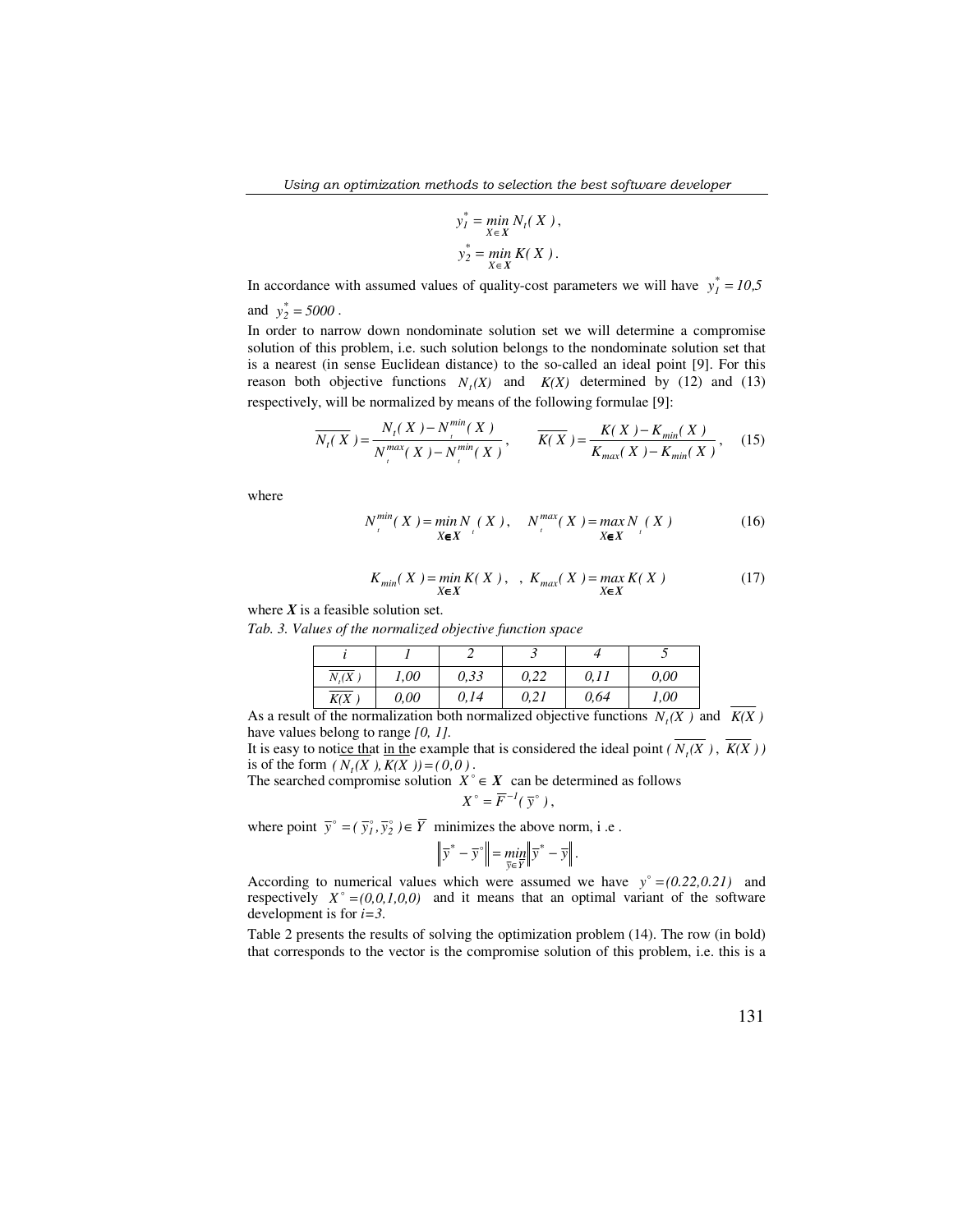$$y_1^* = \min_{X \in \boldsymbol{X}} N_t(X),$$

$$y_2^* = \min_{X \in \boldsymbol{X}} K(X).$$

In accordance with assumed values of quality-cost parameters we will have $y_1^* = 10{,}5$ and $y_2^* = 5000$.

In order to narrow down nondominate solution set we will determine a compromise solution of this problem, i.e. such solution belongs to the nondominate solution set that is a nearest (in sense Euclidean distance) to the so-called an ideal point [9]. For this reason both objective functions $N_t(X)$ and $K(X)$ determined by (12) and (13) respectively, will be normalized by means of the following formulae [9]:

$$\overline{N_t(X)} = \frac{N_t(X) - N_t^{min}(X)}{N_t^{max}(X) - N_t^{min}(X)}, \qquad \overline{K(X)} = \frac{K(X) - K_{min}(X)}{K_{max}(X) - K_{min}(X)}, \tag{15}$$

where

$$N_t^{min}(X) = \min_{X \in \boldsymbol{X}} N_t(X), \quad N_t^{max}(X) = \max_{X \in \boldsymbol{X}} N_t(X) \tag{16}$$

$$K_{min}(X) = \min_{X \in \boldsymbol{X}} K(X), \quad , \quad K_{max}(X) = \max_{X \in \boldsymbol{X}} K(X) \tag{17}$$

where $\boldsymbol{X}$ is a feasible solution set.

*Tab. 3. Values of the normalized objective function space*

| $i$ | 1 | 2 | 3 | 4 | 5 |
|---|---|---|---|---|---|
| $\overline{N_t(X)}$ | 1,00 | 0,33 | 0,22 | 0,11 | 0,00 |
| $\overline{K(X)}$ | 0,00 | 0,14 | 0,21 | 0,64 | 1,00 |

As a result of the normalization both normalized objective functions $\overline{N_t(X)}$ and $\overline{K(X)}$ have values belong to range *[0, 1]*.

It is easy to notice that in the example that is considered the ideal point $(\overline{N_t(X)}, \overline{K(X)})$ is of the form $(N_t(X), K(X)) = (0,0)$.

The searched compromise solution $X^\circ \in \boldsymbol{X}$ can be determined as follows

$$X^\circ = \overline{F}^{-1}(\overline{y}^\circ),$$

where point $\overline{y}^\circ = (\overline{y}_1^\circ, \overline{y}_2^\circ) \in \overline{Y}$ minimizes the above norm, i .e .

$$\left\| \overline{y}^* - \overline{y}^\circ \right\| = \min_{\overline{y} \in \overline{Y}} \left\| \overline{y}^* - \overline{y} \right\|.$$

According to numerical values which were assumed we have $y^\circ = (0.22, 0.21)$ and respectively $X^\circ = (0,0,1,0,0)$ and it means that an optimal variant of the software development is for $i=3$.

Table 2 presents the results of solving the optimization problem (14). The row (in bold) that corresponds to the vector is the compromise solution of this problem, i.e. this is a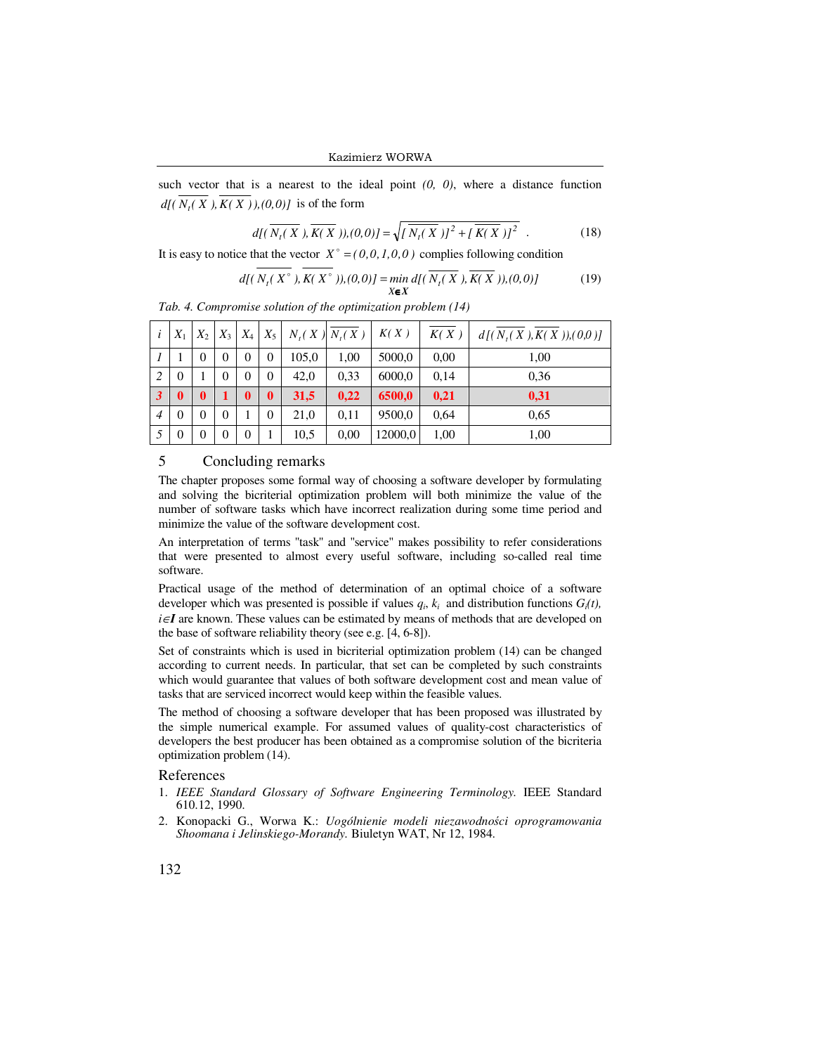such vector that is a nearest to the ideal point *(0, 0)*, where a distance function $d[(\overline{N_t(X)}, \overline{K(X)}),(0,0)]$ is of the form

$$d[(\overline{N_t(X)}, \overline{K(X)}),(0,0)] = \sqrt{[\overline{N_t(X)}]^2 + [\overline{K(X)}]^2} \quad . \tag{18}$$

It is easy to notice that the vector $X^{\circ} = (0,0,1,0,0)$ complies following condition

$$d[(\overline{N_t(X^{\circ})}, \overline{K(X^{\circ})}),(0,0)] = \min_{X \in \mathbf{X}} d[(\overline{N_t(X)}, \overline{K(X)}),(0,0)] \tag{19}$$

*Tab. 4. Compromise solution of the optimization problem (14)*

| $i$ | $X_1$ | $X_2$ | $X_3$ | $X_4$ | $X_5$ | $N_t(X)$ | $\overline{N_t(X)}$ | $K(X)$ | $\overline{K(X)}$ | $d[(\overline{N_t(X)},\overline{K(X)}),(0,0)]$ |
|---|---|---|---|---|---|---|---|---|---|---|
| *1* | 1 | 0 | 0 | 0 | 0 | 105,0 | 1,00 | 5000,0 | 0,00 | 1,00 |
| *2* | 0 | 1 | 0 | 0 | 0 | 42,0 | 0,33 | 6000,0 | 0,14 | 0,36 |
| ***3*** | **0** | **0** | **1** | **0** | **0** | **31,5** | **0,22** | **6500,0** | **0,21** | **0,31** |
| *4* | 0 | 0 | 0 | 1 | 0 | 21,0 | 0,11 | 9500,0 | 0,64 | 0,65 |
| *5* | 0 | 0 | 0 | 0 | 1 | 10,5 | 0,00 | 12000,0 | 1,00 | 1,00 |

## 5 Concluding remarks

The chapter proposes some formal way of choosing a software developer by formulating and solving the bicriterial optimization problem will both minimize the value of the number of software tasks which have incorrect realization during some time period and minimize the value of the software development cost.

An interpretation of terms "task" and "service" makes possibility to refer considerations that were presented to almost every useful software, including so-called real time software.

Practical usage of the method of determination of an optimal choice of a software developer which was presented is possible if values $q_i$, $k_i$ and distribution functions $G_i(t)$, $i \in \mathbf{I}$ are known. These values can be estimated by means of methods that are developed on the base of software reliability theory (see e.g. [4, 6-8]).

Set of constraints which is used in bicriterial optimization problem (14) can be changed according to current needs. In particular, that set can be completed by such constraints which would guarantee that values of both software development cost and mean value of tasks that are serviced incorrect would keep within the feasible values.

The method of choosing a software developer that has been proposed was illustrated by the simple numerical example. For assumed values of quality-cost characteristics of developers the best producer has been obtained as a compromise solution of the bicriteria optimization problem (14).

## References

1. *IEEE Standard Glossary of Software Engineering Terminology.* IEEE Standard 610.12, 1990.
2. Konopacki G., Worwa K.: *Uogólnienie modeli niezawodności oprogramowania Shoomana i Jelinskiego-Morandy.* Biuletyn WAT, Nr 12, 1984.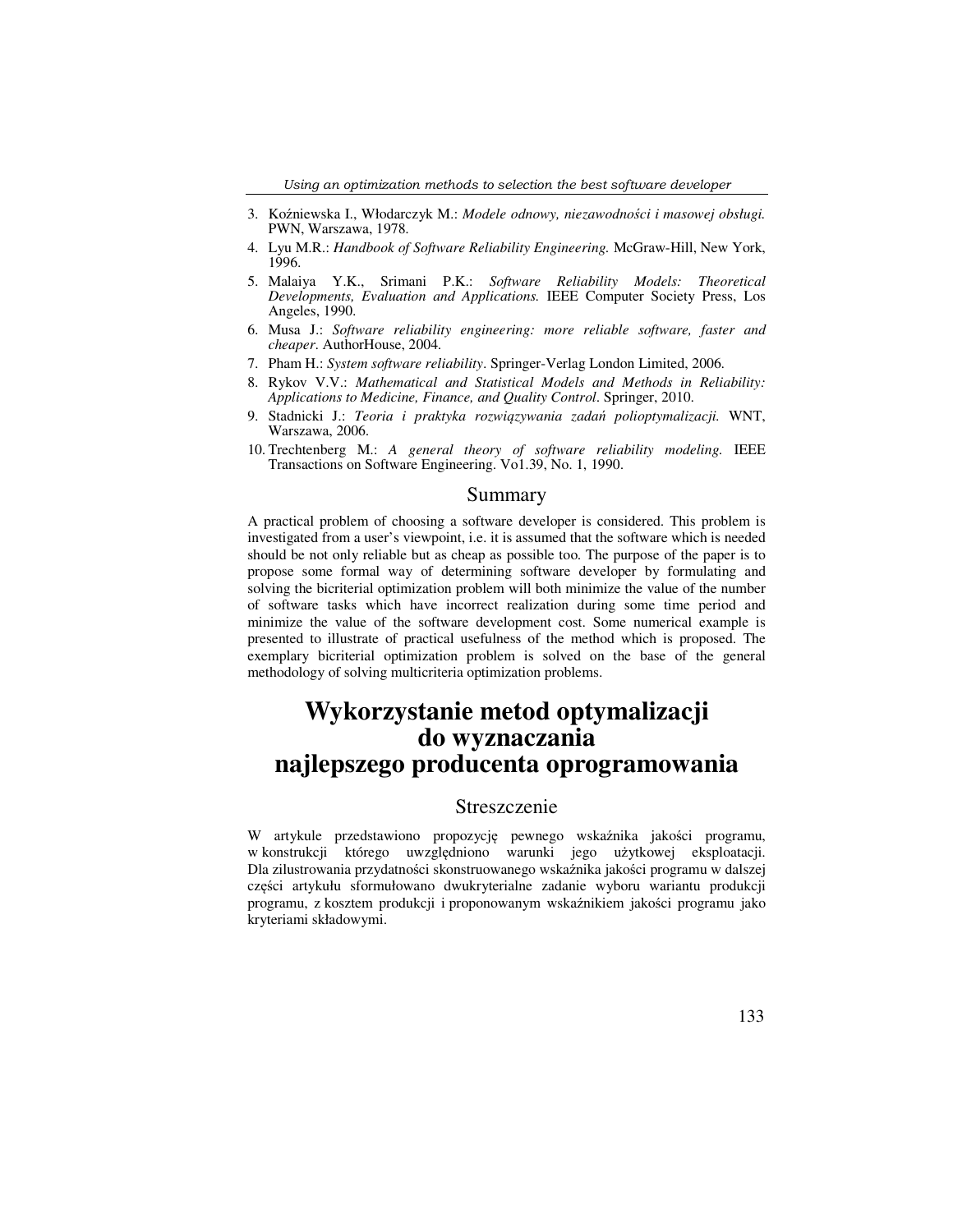3. Koźniewska I., Włodarczyk M.: *Modele odnowy, niezawodności i masowej obsługi.* PWN, Warszawa, 1978.
4. Lyu M.R.: *Handbook of Software Reliability Engineering.* McGraw-Hill, New York, 1996.
5. Malaiya Y.K., Srimani P.K.: *Software Reliability Models: Theoretical Developments, Evaluation and Applications.* IEEE Computer Society Press, Los Angeles, 1990.
6. Musa J.: *Software reliability engineering: more reliable software, faster and cheaper*. AuthorHouse, 2004.
7. Pham H.: *System software reliability*. Springer-Verlag London Limited, 2006.
8. Rykov V.V.: *Mathematical and Statistical Models and Methods in Reliability: Applications to Medicine, Finance, and Quality Control*. Springer, 2010.
9. Stadnicki J.: *Teoria i praktyka rozwiązywania zadań polioptymalizacji.* WNT, Warszawa, 2006.
10. Trechtenberg M.: *A general theory of software reliability modeling.* IEEE Transactions on Software Engineering. Vo1.39, No. 1, 1990.

## Summary

A practical problem of choosing a software developer is considered. This problem is investigated from a user's viewpoint, i.e. it is assumed that the software which is needed should be not only reliable but as cheap as possible too. The purpose of the paper is to propose some formal way of determining software developer by formulating and solving the bicriterial optimization problem will both minimize the value of the number of software tasks which have incorrect realization during some time period and minimize the value of the software development cost. Some numerical example is presented to illustrate of practical usefulness of the method which is proposed. The exemplary bicriterial optimization problem is solved on the base of the general methodology of solving multicriteria optimization problems.

# Wykorzystanie metod optymalizacji do wyznaczania najlepszego producenta oprogramowania

## Streszczenie

W artykule przedstawiono propozycję pewnego wskaźnika jakości programu, w konstrukcji którego uwzględniono warunki jego użytkowej eksploatacji. Dla zilustrowania przydatności skonstruowanego wskaźnika jakości programu w dalszej części artykułu sformułowano dwukryterialne zadanie wyboru wariantu produkcji programu, z kosztem produkcji i proponowanym wskaźnikiem jakości programu jako kryteriami składowymi.